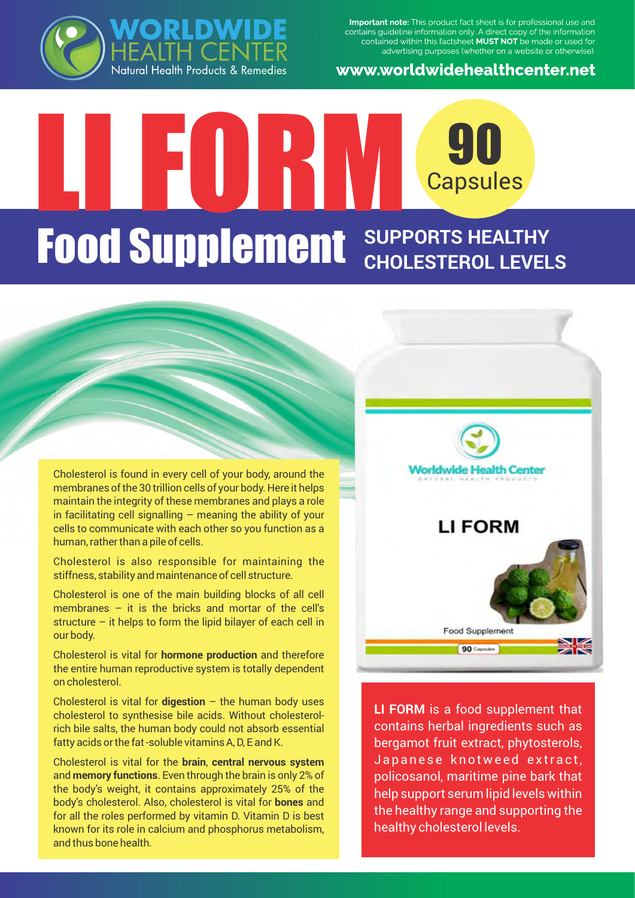**Important note:** This product fact sheet is for professional use and contains guideline information only. A direct copy of the information contained within this factsheet **MUST NOT** be made or used for advertising purposes (whether on a website or otherwise).

**www.worldwidehealthcenter.net**

# LI FORM

**90 Capsules**

## Food Supplement

## SUPPORTS HEALTHY CHOLESTEROL LEVELS

Cholesterol is found in every cell of your body, around the membranes of the 30 trillion cells of your body. Here it helps maintain the integrity of these membranes and plays a role in facilitating cell signalling – meaning the ability of your cells to communicate with each other so you function as a human, rather than a pile of cells.

Cholesterol is also responsible for maintaining the stiffness, stability and maintenance of cell structure.

Cholesterol is one of the main building blocks of all cell membranes – it is the bricks and mortar of the cell's structure – it helps to form the lipid bilayer of each cell in our body.

Cholesterol is vital for **hormone production** and therefore the entire human reproductive system is totally dependent on cholesterol.

Cholesterol is vital for **digestion** – the human body uses cholesterol to synthesise bile acids. Without cholesterol-rich bile salts, the human body could not absorb essential fatty acids or the fat-soluble vitamins A, D, E and K.

Cholesterol is vital for the **brain**, **central nervous system** and **memory functions**. Even through the brain is only 2% of the body's weight, it contains approximately 25% of the body's cholesterol. Also, cholesterol is vital for **bones** and for all the roles performed by vitamin D. Vitamin D is best known for its role in calcium and phosphorus metabolism, and thus bone health.

**LI FORM** is a food supplement that contains herbal ingredients such as bergamot fruit extract, phytosterols, Japanese knotweed extract, policosanol, maritime pine bark that help support serum lipid levels within the healthy range and supporting the healthy cholesterol levels.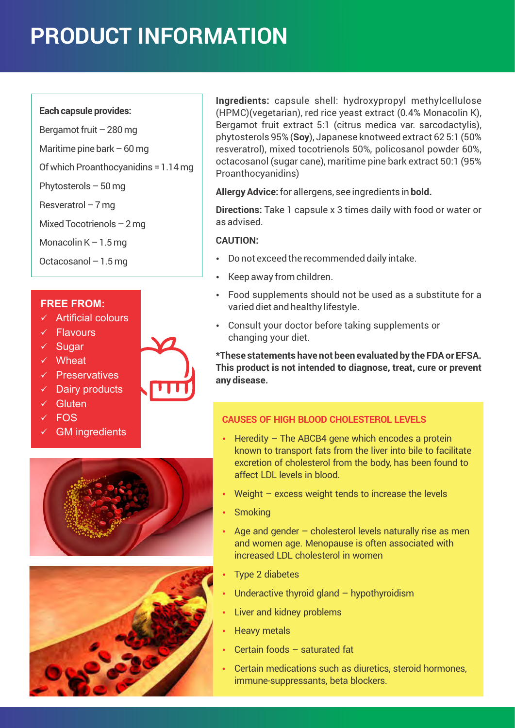# PRODUCT INFORMATION

**Each capsule provides:**

Bergamot fruit – 280 mg

Maritime pine bark – 60 mg

Of which Proanthocyanidins = 1.14 mg

Phytosterols – 50 mg

Resveratrol – 7 mg

Mixed Tocotrienols – 2 mg

Monacolin K – 1.5 mg

Octacosanol – 1.5 mg

**FREE FROM:**

- ✓ Artificial colours
- ✓ Flavours
- ✓ Sugar
- ✓ Wheat
- ✓ Preservatives
- ✓ Dairy products
- ✓ Gluten
- ✓ FOS
- ✓ GM ingredients

**Ingredients:** capsule shell: hydroxypropyl methylcellulose (HPMC)(vegetarian), red rice yeast extract (0.4% Monacolin K), Bergamot fruit extract 5:1 (citrus medica var. sarcodactylis), phytosterols 95% (**Soy**), Japanese knotweed extract 62 5:1 (50% resveratrol), mixed tocotrienols 50%, policosanol powder 60%, octacosanol (sugar cane), maritime pine bark extract 50:1 (95% Proanthocyanidins)

**Allergy Advice:** for allergens, see ingredients in **bold.**

**Directions:** Take 1 capsule x 3 times daily with food or water or as advised.

**CAUTION:**

- Do not exceed the recommended daily intake.
- Keep away from children.
- Food supplements should not be used as a substitute for a varied diet and healthy lifestyle.
- Consult your doctor before taking supplements or changing your diet.

**\*These statements have not been evaluated by the FDA or EFSA. This product is not intended to diagnose, treat, cure or prevent any disease.**

## CAUSES OF HIGH BLOOD CHOLESTEROL LEVELS

- Heredity – The ABCB4 gene which encodes a protein known to transport fats from the liver into bile to facilitate excretion of cholesterol from the body, has been found to affect LDL levels in blood.
- Weight – excess weight tends to increase the levels
- Smoking
- Age and gender – cholesterol levels naturally rise as men and women age. Menopause is often associated with increased LDL cholesterol in women
- Type 2 diabetes
- Underactive thyroid gland – hypothyroidism
- Liver and kidney problems
- Heavy metals
- Certain foods – saturated fat
- Certain medications such as diuretics, steroid hormones, immune-suppressants, beta blockers.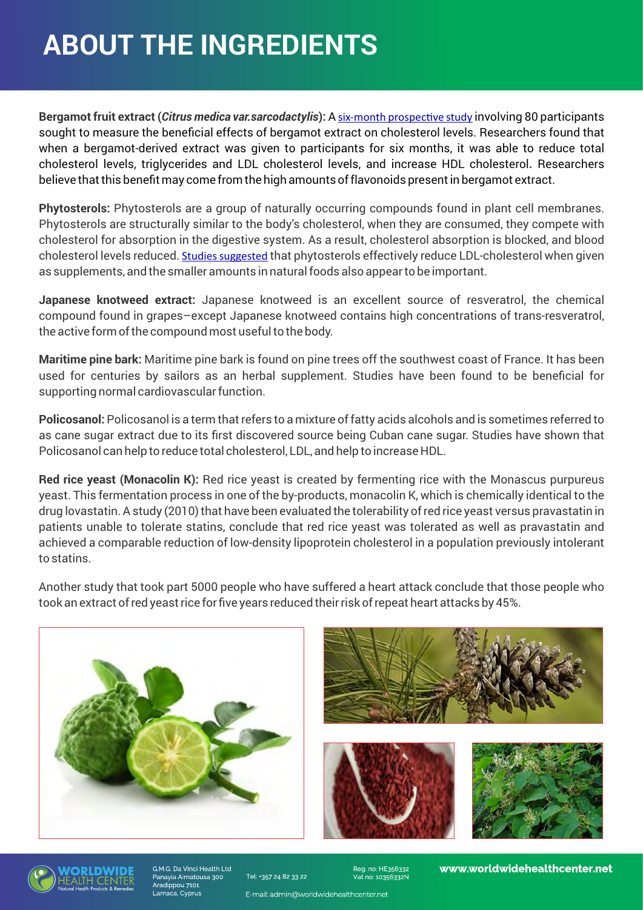# ABOUT THE INGREDIENTS

**Bergamot fruit extract (*Citrus medica var.sarcodactylis*):** A six-month prospective study involving 80 participants sought to measure the beneficial effects of bergamot extract on cholesterol levels. Researchers found that when a bergamot-derived extract was given to participants for six months, it was able to reduce total cholesterol levels, triglycerides and LDL cholesterol levels, and increase HDL cholesterol. Researchers believe that this benefit may come from the high amounts of flavonoids present in bergamot extract.

**Phytosterols:** Phytosterols are a group of naturally occurring compounds found in plant cell membranes. Phytosterols are structurally similar to the body's cholesterol, when they are consumed, they compete with cholesterol for absorption in the digestive system. As a result, cholesterol absorption is blocked, and blood cholesterol levels reduced. Studies suggested that phytosterols effectively reduce LDL-cholesterol when given as supplements, and the smaller amounts in natural foods also appear to be important.

**Japanese knotweed extract:** Japanese knotweed is an excellent source of resveratrol, the chemical compound found in grapes–except Japanese knotweed contains high concentrations of trans-resveratrol, the active form of the compound most useful to the body.

**Maritime pine bark:** Maritime pine bark is found on pine trees off the southwest coast of France. It has been used for centuries by sailors as an herbal supplement. Studies have been found to be beneficial for supporting normal cardiovascular function.

**Policosanol:** Policosanol is a term that refers to a mixture of fatty acids alcohols and is sometimes referred to as cane sugar extract due to its first discovered source being Cuban cane sugar. Studies have shown that Policosanol can help to reduce total cholesterol, LDL, and help to increase HDL.

**Red rice yeast (Monacolin K):** Red rice yeast is created by fermenting rice with the Monascus purpureus yeast. This fermentation process in one of the by-products, monacolin K, which is chemically identical to the drug lovastatin. A study (2010) that have been evaluated the tolerability of red rice yeast versus pravastatin in patients unable to tolerate statins, conclude that red rice yeast was tolerated as well as pravastatin and achieved a comparable reduction of low-density lipoprotein cholesterol in a population previously intolerant to statins.

Another study that took part 5000 people who have suffered a heart attack conclude that those people who took an extract of red yeast rice for five years reduced their risk of repeat heart attacks by 45%.

WORLDWIDE HEALTH CENTER
Natural Health Products & Remedies

G.M.G. Da Vinci Health Ltd
Panayia Aimatousa 300
Aradippou 7101
Larnaca, Cyprus

Tel: +357 24 82 33 22

E-mail: admin@worldwidehealthcenter.net

Reg. no: HE356332
Vat no: 10356332N

www.worldwidehealthcenter.net